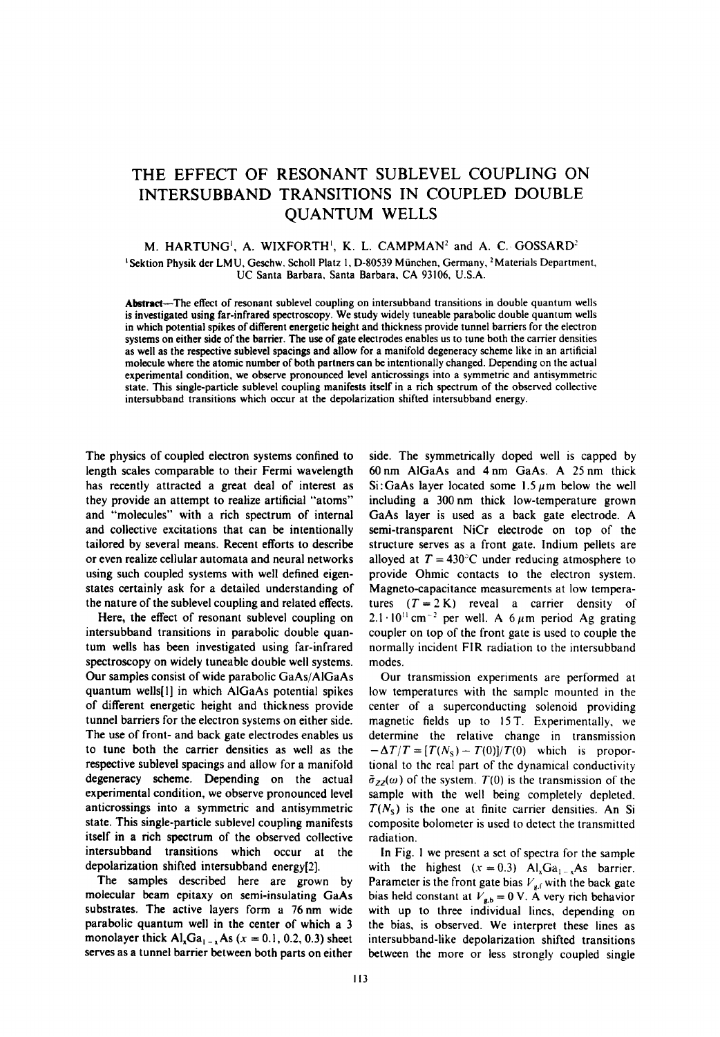# THE EFFECT OF RESONANT SUBLEVEL COUPLING ON INTERSUBBAND TRANSITIONS IN COUPLED DOUBLE QUANTUM WELLS

M. HARTUNG[1], A. WIXFORTH[1], K. L. CAMPMAN[2] and A. C. GOSSARD[2]

[1]Sektion Physik der LMU, Geschw. Scholl Platz 1, D-80539 München, Germany, [2]Materials Department, UC Santa Barbara, Santa Barbara, CA 93106, U.S.A.

**Abstract**—The effect of resonant sublevel coupling on intersubband transitions in double quantum wells is investigated using far-infrared spectroscopy. We study widely tuneable parabolic double quantum wells in which potential spikes of different energetic height and thickness provide tunnel barriers for the electron systems on either side of the barrier. The use of gate electrodes enables us to tune both the carrier densities as well as the respective sublevel spacings and allow for a manifold degeneracy scheme like in an artificial molecule where the atomic number of both partners can be intentionally changed. Depending on the actual experimental condition, we observe pronounced level anticrossings into a symmetric and antisymmetric state. This single-particle sublevel coupling manifests itself in a rich spectrum of the observed collective intersubband transitions which occur at the depolarization shifted intersubband energy.

The physics of coupled electron systems confined to length scales comparable to their Fermi wavelength has recently attracted a great deal of interest as they provide an attempt to realize artificial "atoms" and "molecules" with a rich spectrum of internal and collective excitations that can be intentionally tailored by several means. Recent efforts to describe or even realize cellular automata and neural networks using such coupled systems with well defined eigenstates certainly ask for a detailed understanding of the nature of the sublevel coupling and related effects.

Here, the effect of resonant sublevel coupling on intersubband transitions in parabolic double quantum wells has been investigated using far-infrared spectroscopy on widely tuneable double well systems. Our samples consist of wide parabolic GaAs/AlGaAs quantum wells[1] in which AlGaAs potential spikes of different energetic height and thickness provide tunnel barriers for the electron systems on either side. The use of front- and back gate electrodes enables us to tune both the carrier densities as well as the respective sublevel spacings and allow for a manifold degeneracy scheme. Depending on the actual experimental condition, we observe pronounced level anticrossings into a symmetric and antisymmetric state. This single-particle sublevel coupling manifests itself in a rich spectrum of the observed collective intersubband transitions which occur at the depolarization shifted intersubband energy[2].

The samples described here are grown by molecular beam epitaxy on semi-insulating GaAs substrates. The active layers form a 76 nm wide parabolic quantum well in the center of which a 3 monolayer thick $Al_xGa_{1-x}As$ ($x = 0.1, 0.2, 0.3$) sheet serves as a tunnel barrier between both parts on either side. The symmetrically doped well is capped by 60 nm AlGaAs and 4 nm GaAs. A 25 nm thick Si:GaAs layer located some 1.5 $\mu$m below the well including a 300 nm thick low-temperature grown GaAs layer is used as a back gate electrode. A semi-transparent NiCr electrode on top of the structure serves as a front gate. Indium pellets are alloyed at $T = 430°$C under reducing atmosphere to provide Ohmic contacts to the electron system. Magneto-capacitance measurements at low temperatures ($T = 2$ K) reveal a carrier density of $2.1 \cdot 10^{11}$ cm$^{-2}$ per well. A 6 $\mu$m period Ag grating coupler on top of the front gate is used to couple the normally incident FIR radiation to the intersubband modes.

Our transmission experiments are performed at low temperatures with the sample mounted in the center of a superconducting solenoid providing magnetic fields up to 15 T. Experimentally, we determine the relative change in transmission $-\Delta T/T = [T(N_S) - T(0)]/T(0)$ which is proportional to the real part of the dynamical conductivity $\tilde{\sigma}_{zz}(\omega)$ of the system. $T(0)$ is the transmission of the sample with the well being completely depleted. $T(N_S)$ is the one at finite carrier densities. An Si composite bolometer is used to detect the transmitted radiation.

In Fig. 1 we present a set of spectra for the sample with the highest ($x = 0.3$) $Al_xGa_{1-x}As$ barrier. Parameter is the front gate bias $V_{g,f}$ with the back gate bias held constant at $V_{g,b} = 0$ V. A very rich behavior with up to three individual lines, depending on the bias, is observed. We interpret these lines as intersubband-like depolarization shifted transitions between the more or less strongly coupled single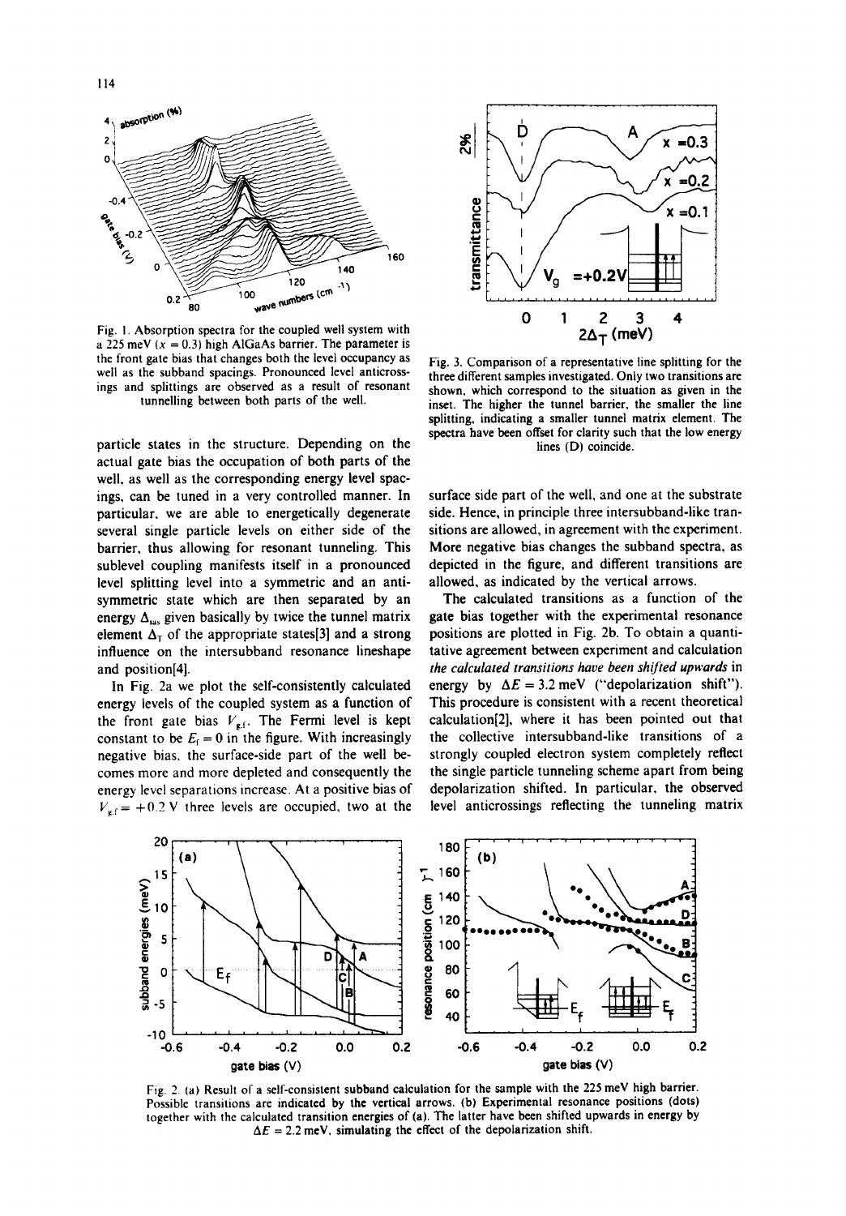Fig. 1. Absorption spectra for the coupled well system with a 225 meV ($x = 0.3$) high AlGaAs barrier. The parameter is the front gate bias that changes both the level occupancy as well as the subband spacings. Pronounced level anticrossings and splittings are observed as a result of resonant tunnelling between both parts of the well.

particle states in the structure. Depending on the actual gate bias the occupation of both parts of the well, as well as the corresponding energy level spacings, can be tuned in a very controlled manner. In particular, we are able to energetically degenerate several single particle levels on either side of the barrier, thus allowing for resonant tunneling. This sublevel coupling manifests itself in a pronounced level splitting level into a symmetric and an antisymmetric state which are then separated by an energy $\Delta_{\text{SAS}}$ given basically by twice the tunnel matrix element $\Delta_T$ of the appropriate states[3] and a strong influence on the intersubband resonance lineshape and position[4].

In Fig. 2a we plot the self-consistently calculated energy levels of the coupled system as a function of the front gate bias $V_{g,f}$. The Fermi level is kept constant to be $E_f = 0$ in the figure. With increasingly negative bias, the surface-side part of the well becomes more and more depleted and consequently the energy level separations increase. At a positive bias of $V_{g,f} = +0.2$ V three levels are occupied, two at the surface side part of the well, and one at the substrate side. Hence, in principle three intersubband-like transitions are allowed, in agreement with the experiment. More negative bias changes the subband spectra, as depicted in the figure, and different transitions are allowed, as indicated by the vertical arrows.

The calculated transitions as a function of the gate bias together with the experimental resonance positions are plotted in Fig. 2b. To obtain a quantitative agreement between experiment and calculation *the calculated transitions have been shifted upwards* in energy by $\Delta E = 3.2$ meV ("depolarization shift"). This procedure is consistent with a recent theoretical calculation[2], where it has been pointed out that the collective intersubband-like transitions of a strongly coupled electron system completely reflect the single particle tunneling scheme apart from being depolarization shifted. In particular, the observed level anticrossings reflecting the tunneling matrix

Fig. 3. Comparison of a representative line splitting for the three different samples investigated. Only two transitions are shown, which correspond to the situation as given in the inset. The higher the tunnel barrier, the smaller the line splitting, indicating a smaller tunnel matrix element. The spectra have been offset for clarity such that the low energy lines (D) coincide.

Fig. 2. (a) Result of a self-consistent subband calculation for the sample with the 225 meV high barrier. Possible transitions are indicated by the vertical arrows. (b) Experimental resonance positions (dots) together with the calculated transition energies of (a). The latter have been shifted upwards in energy by $\Delta E = 2.2$ meV, simulating the effect of the depolarization shift.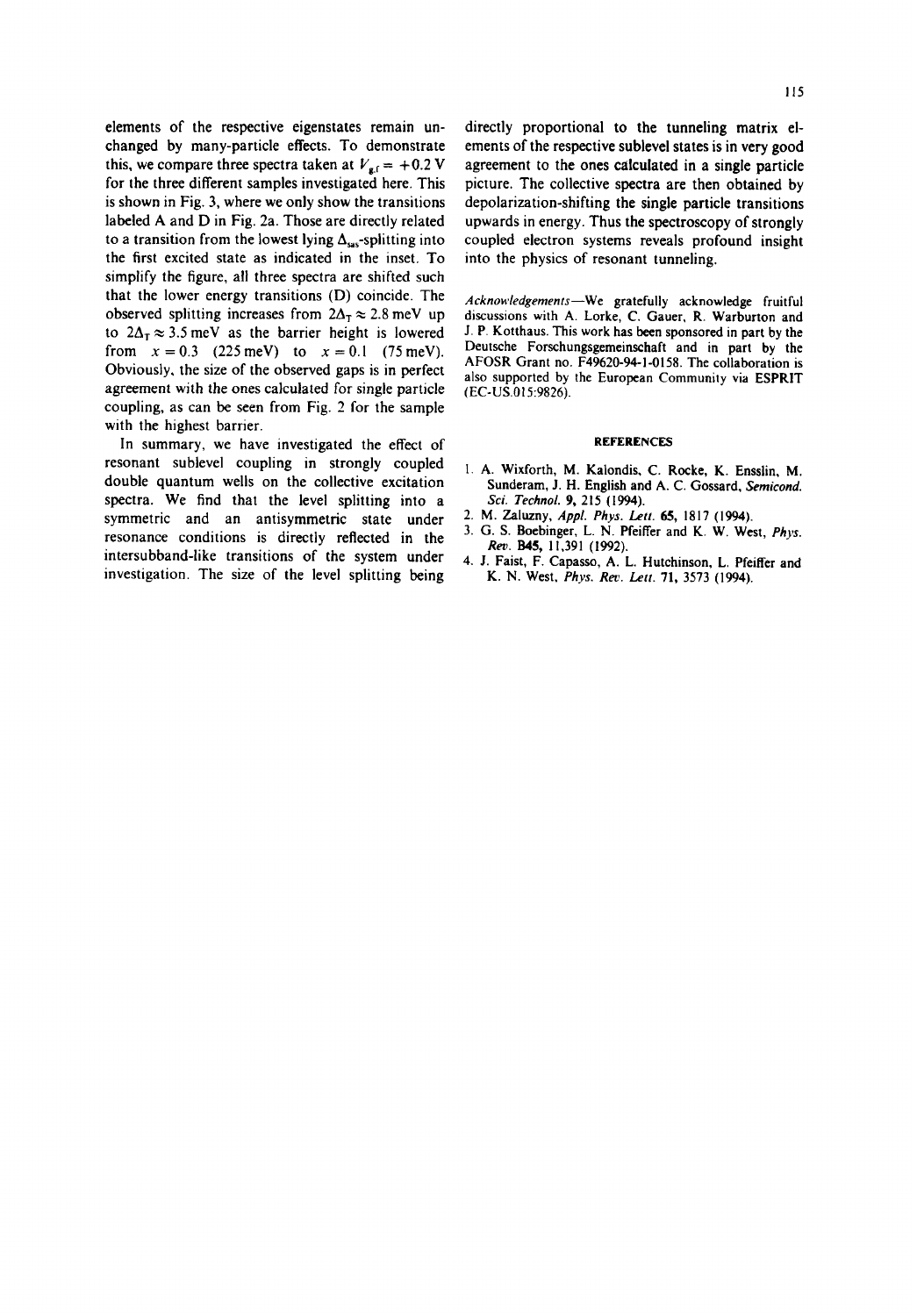elements of the respective eigenstates remain unchanged by many-particle effects. To demonstrate this, we compare three spectra taken at $V_{g,f} = +0.2$ V for the three different samples investigated here. This is shown in Fig. 3, where we only show the transitions labeled A and D in Fig. 2a. Those are directly related to a transition from the lowest lying $\Delta_{sas}$-splitting into the first excited state as indicated in the inset. To simplify the figure, all three spectra are shifted such that the lower energy transitions (D) coincide. The observed splitting increases from $2\Delta_T \approx 2.8$ meV up to $2\Delta_T \approx 3.5$ meV as the barrier height is lowered from $x = 0.3$ (225 meV) to $x = 0.1$ (75 meV). Obviously, the size of the observed gaps is in perfect agreement with the ones calculated for single particle coupling, as can be seen from Fig. 2 for the sample with the highest barrier.

In summary, we have investigated the effect of resonant sublevel coupling in strongly coupled double quantum wells on the collective excitation spectra. We find that the level splitting into a symmetric and an antisymmetric state under resonance conditions is directly reflected in the intersubband-like transitions of the system under investigation. The size of the level splitting being directly proportional to the tunneling matrix elements of the respective sublevel states is in very good agreement to the ones calculated in a single particle picture. The collective spectra are then obtained by depolarization-shifting the single particle transitions upwards in energy. Thus the spectroscopy of strongly coupled electron systems reveals profound insight into the physics of resonant tunneling.

*Acknowledgements*—We gratefully acknowledge fruitful discussions with A. Lorke, C. Gauer, R. Warburton and J. P. Kotthaus. This work has been sponsored in part by the Deutsche Forschungsgemeinschaft and in part by the AFOSR Grant no. F49620-94-1-0158. The collaboration is also supported by the European Community via ESPRIT (EC-US.015:9826).

## REFERENCES

1. A. Wixforth, M. Kalondis, C. Rocke, K. Ensslin, M. Sunderam, J. H. English and A. C. Gossard, *Semicond. Sci. Technol.* **9**, 215 (1994).
2. M. Zaluzny, *Appl. Phys. Lett.* **65**, 1817 (1994).
3. G. S. Boebinger, L. N. Pfeiffer and K. W. West, *Phys. Rev.* **B45**, 11,391 (1992).
4. J. Faist, F. Capasso, A. L. Hutchinson, L. Pfeiffer and K. N. West, *Phys. Rev. Lett.* **71**, 3573 (1994).